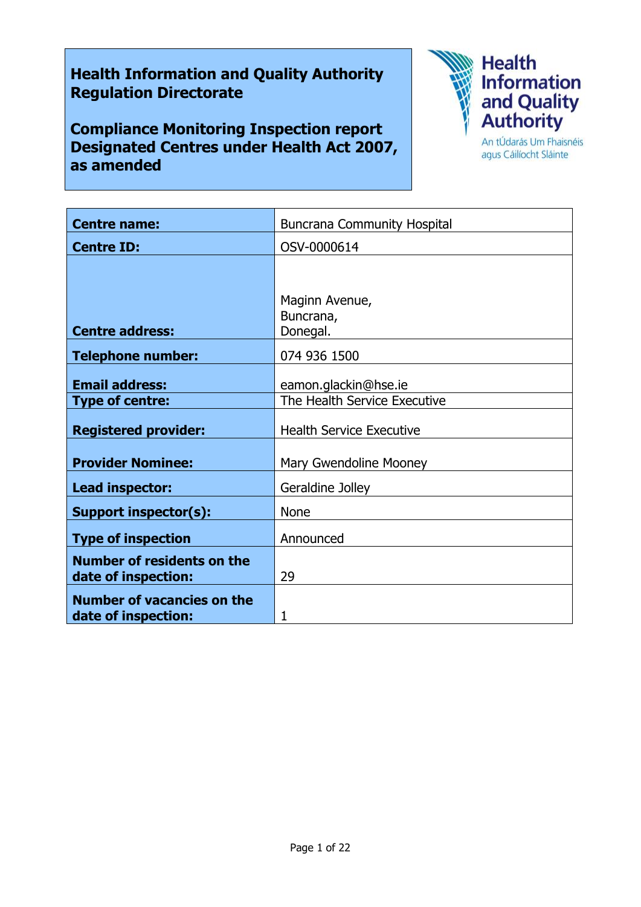**Health Information and Quality Authority**
**Regulation Directorate**

**Compliance Monitoring Inspection report**
**Designated Centres under Health Act 2007, as amended**

Health Information and Quality Authority
An tÚdarás Um Fhaisnéis agus Cáilíocht Sláinte

| | |
|---|---|
| **Centre name:** | Buncrana Community Hospital |
| **Centre ID:** | OSV-0000614 |
| **Centre address:** | Maginn Avenue, Buncrana, Donegal. |
| **Telephone number:** | 074 936 1500 |
| **Email address:** | eamon.glackin@hse.ie |
| **Type of centre:** | The Health Service Executive |
| **Registered provider:** | Health Service Executive |
| **Provider Nominee:** | Mary Gwendoline Mooney |
| **Lead inspector:** | Geraldine Jolley |
| **Support inspector(s):** | None |
| **Type of inspection** | Announced |
| **Number of residents on the date of inspection:** | 29 |
| **Number of vacancies on the date of inspection:** | 1 |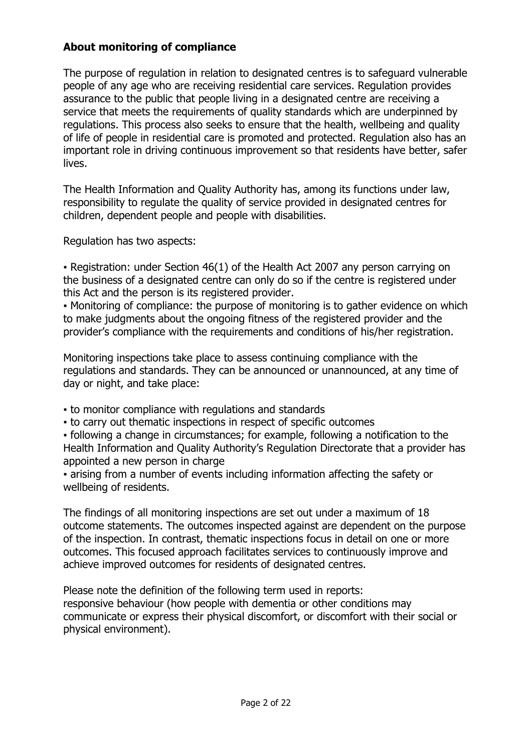**About monitoring of compliance**

The purpose of regulation in relation to designated centres is to safeguard vulnerable people of any age who are receiving residential care services. Regulation provides assurance to the public that people living in a designated centre are receiving a service that meets the requirements of quality standards which are underpinned by regulations. This process also seeks to ensure that the health, wellbeing and quality of life of people in residential care is promoted and protected. Regulation also has an important role in driving continuous improvement so that residents have better, safer lives.

The Health Information and Quality Authority has, among its functions under law, responsibility to regulate the quality of service provided in designated centres for children, dependent people and people with disabilities.

Regulation has two aspects:

- Registration: under Section 46(1) of the Health Act 2007 any person carrying on the business of a designated centre can only do so if the centre is registered under this Act and the person is its registered provider.
- Monitoring of compliance: the purpose of monitoring is to gather evidence on which to make judgments about the ongoing fitness of the registered provider and the provider's compliance with the requirements and conditions of his/her registration.

Monitoring inspections take place to assess continuing compliance with the regulations and standards. They can be announced or unannounced, at any time of day or night, and take place:

- to monitor compliance with regulations and standards
- to carry out thematic inspections in respect of specific outcomes
- following a change in circumstances; for example, following a notification to the Health Information and Quality Authority's Regulation Directorate that a provider has appointed a new person in charge
- arising from a number of events including information affecting the safety or wellbeing of residents.

The findings of all monitoring inspections are set out under a maximum of 18 outcome statements. The outcomes inspected against are dependent on the purpose of the inspection. In contrast, thematic inspections focus in detail on one or more outcomes. This focused approach facilitates services to continuously improve and achieve improved outcomes for residents of designated centres.

Please note the definition of the following term used in reports:
responsive behaviour (how people with dementia or other conditions may communicate or express their physical discomfort, or discomfort with their social or physical environment).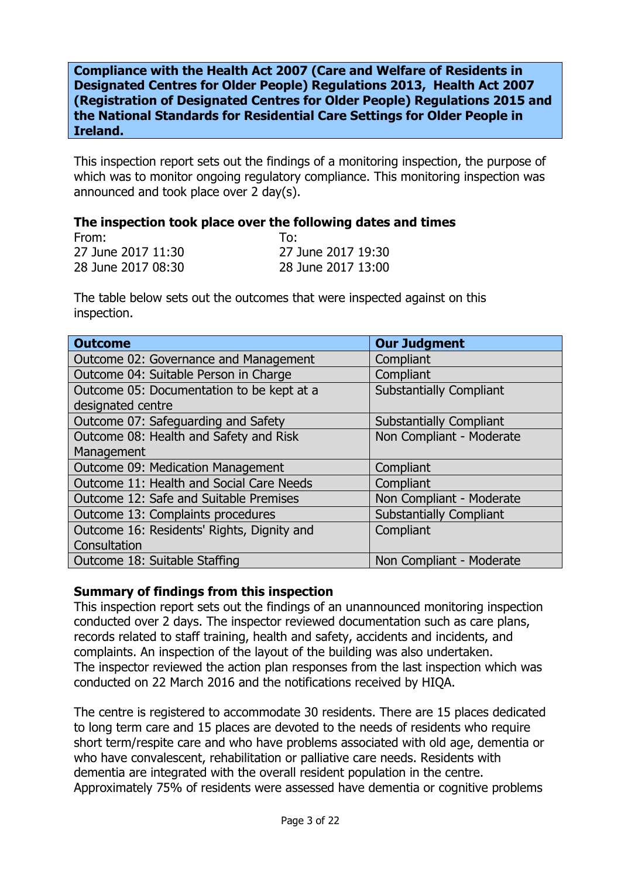**Compliance with the Health Act 2007 (Care and Welfare of Residents in Designated Centres for Older People) Regulations 2013, Health Act 2007 (Registration of Designated Centres for Older People) Regulations 2015 and the National Standards for Residential Care Settings for Older People in Ireland.**

This inspection report sets out the findings of a monitoring inspection, the purpose of which was to monitor ongoing regulatory compliance. This monitoring inspection was announced and took place over 2 day(s).

### The inspection took place over the following dates and times

| From: | To: |
|---|---|
| 27 June 2017 11:30 | 27 June 2017 19:30 |
| 28 June 2017 08:30 | 28 June 2017 13:00 |

The table below sets out the outcomes that were inspected against on this inspection.

| Outcome | Our Judgment |
|---|---|
| Outcome 02: Governance and Management | Compliant |
| Outcome 04: Suitable Person in Charge | Compliant |
| Outcome 05: Documentation to be kept at a designated centre | Substantially Compliant |
| Outcome 07: Safeguarding and Safety | Substantially Compliant |
| Outcome 08: Health and Safety and Risk Management | Non Compliant - Moderate |
| Outcome 09: Medication Management | Compliant |
| Outcome 11: Health and Social Care Needs | Compliant |
| Outcome 12: Safe and Suitable Premises | Non Compliant - Moderate |
| Outcome 13: Complaints procedures | Substantially Compliant |
| Outcome 16: Residents' Rights, Dignity and Consultation | Compliant |
| Outcome 18: Suitable Staffing | Non Compliant - Moderate |

### Summary of findings from this inspection

This inspection report sets out the findings of an unannounced monitoring inspection conducted over 2 days. The inspector reviewed documentation such as care plans, records related to staff training, health and safety, accidents and incidents, and complaints. An inspection of the layout of the building was also undertaken.
The inspector reviewed the action plan responses from the last inspection which was conducted on 22 March 2016 and the notifications received by HIQA.

The centre is registered to accommodate 30 residents. There are 15 places dedicated to long term care and 15 places are devoted to the needs of residents who require short term/respite care and who have problems associated with old age, dementia or who have convalescent, rehabilitation or palliative care needs. Residents with dementia are integrated with the overall resident population in the centre. Approximately 75% of residents were assessed have dementia or cognitive problems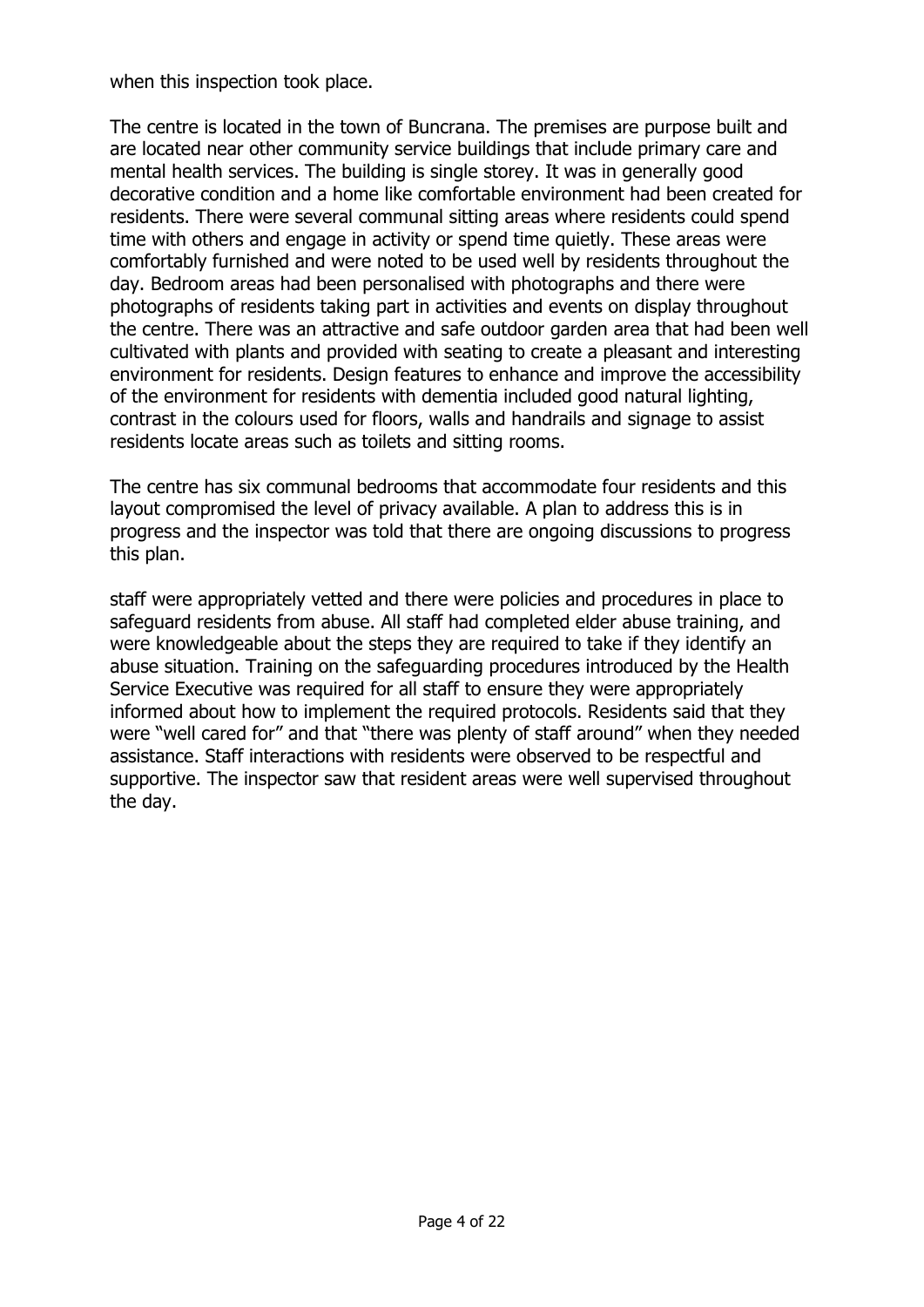when this inspection took place.

The centre is located in the town of Buncrana. The premises are purpose built and are located near other community service buildings that include primary care and mental health services. The building is single storey. It was in generally good decorative condition and a home like comfortable environment had been created for residents. There were several communal sitting areas where residents could spend time with others and engage in activity or spend time quietly. These areas were comfortably furnished and were noted to be used well by residents throughout the day. Bedroom areas had been personalised with photographs and there were photographs of residents taking part in activities and events on display throughout the centre. There was an attractive and safe outdoor garden area that had been well cultivated with plants and provided with seating to create a pleasant and interesting environment for residents. Design features to enhance and improve the accessibility of the environment for residents with dementia included good natural lighting, contrast in the colours used for floors, walls and handrails and signage to assist residents locate areas such as toilets and sitting rooms.

The centre has six communal bedrooms that accommodate four residents and this layout compromised the level of privacy available. A plan to address this is in progress and the inspector was told that there are ongoing discussions to progress this plan.

staff were appropriately vetted and there were policies and procedures in place to safeguard residents from abuse. All staff had completed elder abuse training, and were knowledgeable about the steps they are required to take if they identify an abuse situation. Training on the safeguarding procedures introduced by the Health Service Executive was required for all staff to ensure they were appropriately informed about how to implement the required protocols. Residents said that they were "well cared for" and that "there was plenty of staff around" when they needed assistance. Staff interactions with residents were observed to be respectful and supportive. The inspector saw that resident areas were well supervised throughout the day.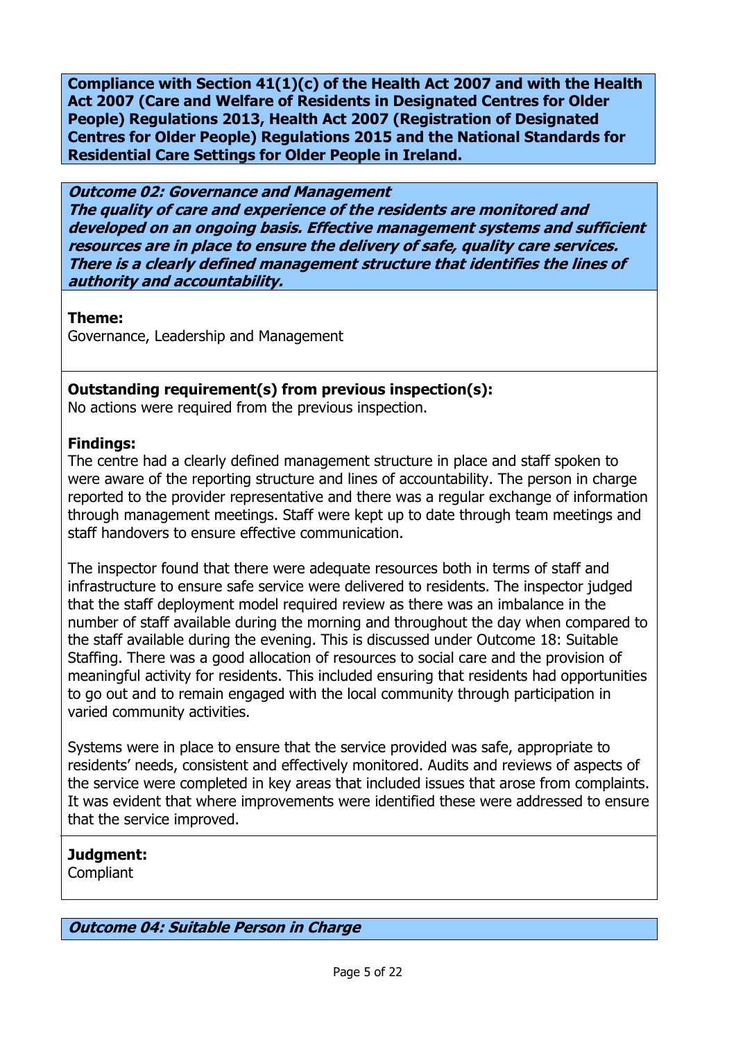**Compliance with Section 41(1)(c) of the Health Act 2007 and with the Health Act 2007 (Care and Welfare of Residents in Designated Centres for Older People) Regulations 2013, Health Act 2007 (Registration of Designated Centres for Older People) Regulations 2015 and the National Standards for Residential Care Settings for Older People in Ireland.**

***Outcome 02: Governance and Management***
***The quality of care and experience of the residents are monitored and developed on an ongoing basis. Effective management systems and sufficient resources are in place to ensure the delivery of safe, quality care services. There is a clearly defined management structure that identifies the lines of authority and accountability.***

**Theme:**
Governance, Leadership and Management

**Outstanding requirement(s) from previous inspection(s):**
No actions were required from the previous inspection.

**Findings:**
The centre had a clearly defined management structure in place and staff spoken to were aware of the reporting structure and lines of accountability. The person in charge reported to the provider representative and there was a regular exchange of information through management meetings. Staff were kept up to date through team meetings and staff handovers to ensure effective communication.

The inspector found that there were adequate resources both in terms of staff and infrastructure to ensure safe service were delivered to residents. The inspector judged that the staff deployment model required review as there was an imbalance in the number of staff available during the morning and throughout the day when compared to the staff available during the evening. This is discussed under Outcome 18: Suitable Staffing. There was a good allocation of resources to social care and the provision of meaningful activity for residents. This included ensuring that residents had opportunities to go out and to remain engaged with the local community through participation in varied community activities.

Systems were in place to ensure that the service provided was safe, appropriate to residents' needs, consistent and effectively monitored. Audits and reviews of aspects of the service were completed in key areas that included issues that arose from complaints. It was evident that where improvements were identified these were addressed to ensure that the service improved.

**Judgment:**
Compliant

***Outcome 04: Suitable Person in Charge***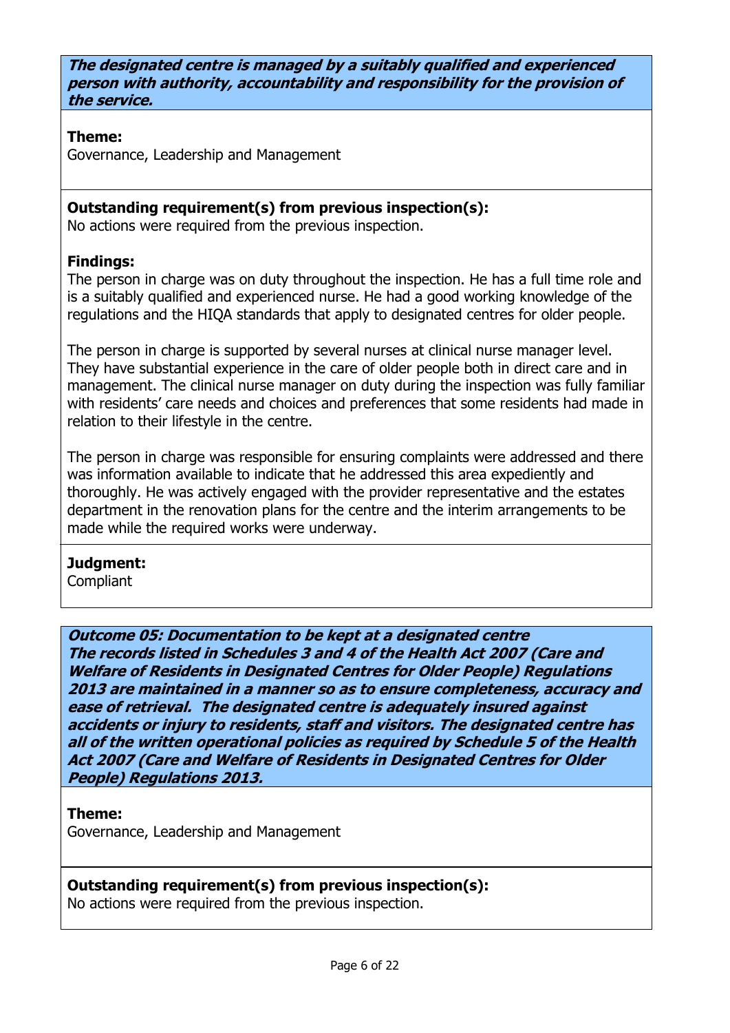***The designated centre is managed by a suitably qualified and experienced person with authority, accountability and responsibility for the provision of the service.***

**Theme:**
Governance, Leadership and Management

**Outstanding requirement(s) from previous inspection(s):**
No actions were required from the previous inspection.

**Findings:**
The person in charge was on duty throughout the inspection. He has a full time role and is a suitably qualified and experienced nurse. He had a good working knowledge of the regulations and the HIQA standards that apply to designated centres for older people.

The person in charge is supported by several nurses at clinical nurse manager level. They have substantial experience in the care of older people both in direct care and in management. The clinical nurse manager on duty during the inspection was fully familiar with residents' care needs and choices and preferences that some residents had made in relation to their lifestyle in the centre.

The person in charge was responsible for ensuring complaints were addressed and there was information available to indicate that he addressed this area expediently and thoroughly. He was actively engaged with the provider representative and the estates department in the renovation plans for the centre and the interim arrangements to be made while the required works were underway.

**Judgment:**
Compliant

***Outcome 05: Documentation to be kept at a designated centre***
***The records listed in Schedules 3 and 4 of the Health Act 2007 (Care and Welfare of Residents in Designated Centres for Older People) Regulations 2013 are maintained in a manner so as to ensure completeness, accuracy and ease of retrieval. The designated centre is adequately insured against accidents or injury to residents, staff and visitors. The designated centre has all of the written operational policies as required by Schedule 5 of the Health Act 2007 (Care and Welfare of Residents in Designated Centres for Older People) Regulations 2013.***

**Theme:**
Governance, Leadership and Management

**Outstanding requirement(s) from previous inspection(s):**
No actions were required from the previous inspection.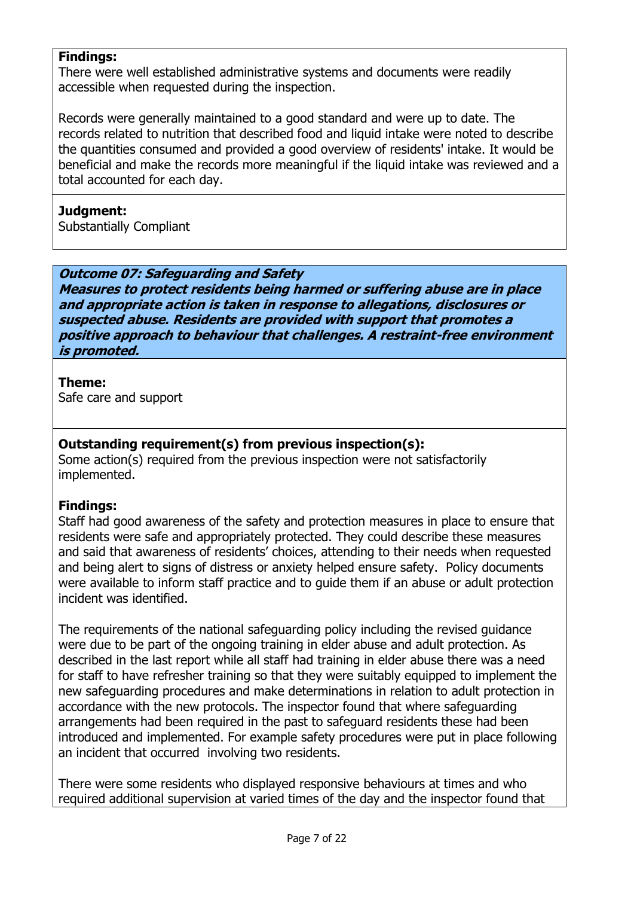**Findings:**
There were well established administrative systems and documents were readily accessible when requested during the inspection.

Records were generally maintained to a good standard and were up to date. The records related to nutrition that described food and liquid intake were noted to describe the quantities consumed and provided a good overview of residents' intake. It would be beneficial and make the records more meaningful if the liquid intake was reviewed and a total accounted for each day.

**Judgment:**
Substantially Compliant

***Outcome 07: Safeguarding and Safety***
***Measures to protect residents being harmed or suffering abuse are in place and appropriate action is taken in response to allegations, disclosures or suspected abuse. Residents are provided with support that promotes a positive approach to behaviour that challenges. A restraint-free environment is promoted.***

**Theme:**
Safe care and support

**Outstanding requirement(s) from previous inspection(s):**
Some action(s) required from the previous inspection were not satisfactorily implemented.

**Findings:**
Staff had good awareness of the safety and protection measures in place to ensure that residents were safe and appropriately protected. They could describe these measures and said that awareness of residents' choices, attending to their needs when requested and being alert to signs of distress or anxiety helped ensure safety. Policy documents were available to inform staff practice and to guide them if an abuse or adult protection incident was identified.

The requirements of the national safeguarding policy including the revised guidance were due to be part of the ongoing training in elder abuse and adult protection. As described in the last report while all staff had training in elder abuse there was a need for staff to have refresher training so that they were suitably equipped to implement the new safeguarding procedures and make determinations in relation to adult protection in accordance with the new protocols. The inspector found that where safeguarding arrangements had been required in the past to safeguard residents these had been introduced and implemented. For example safety procedures were put in place following an incident that occurred involving two residents.

There were some residents who displayed responsive behaviours at times and who required additional supervision at varied times of the day and the inspector found that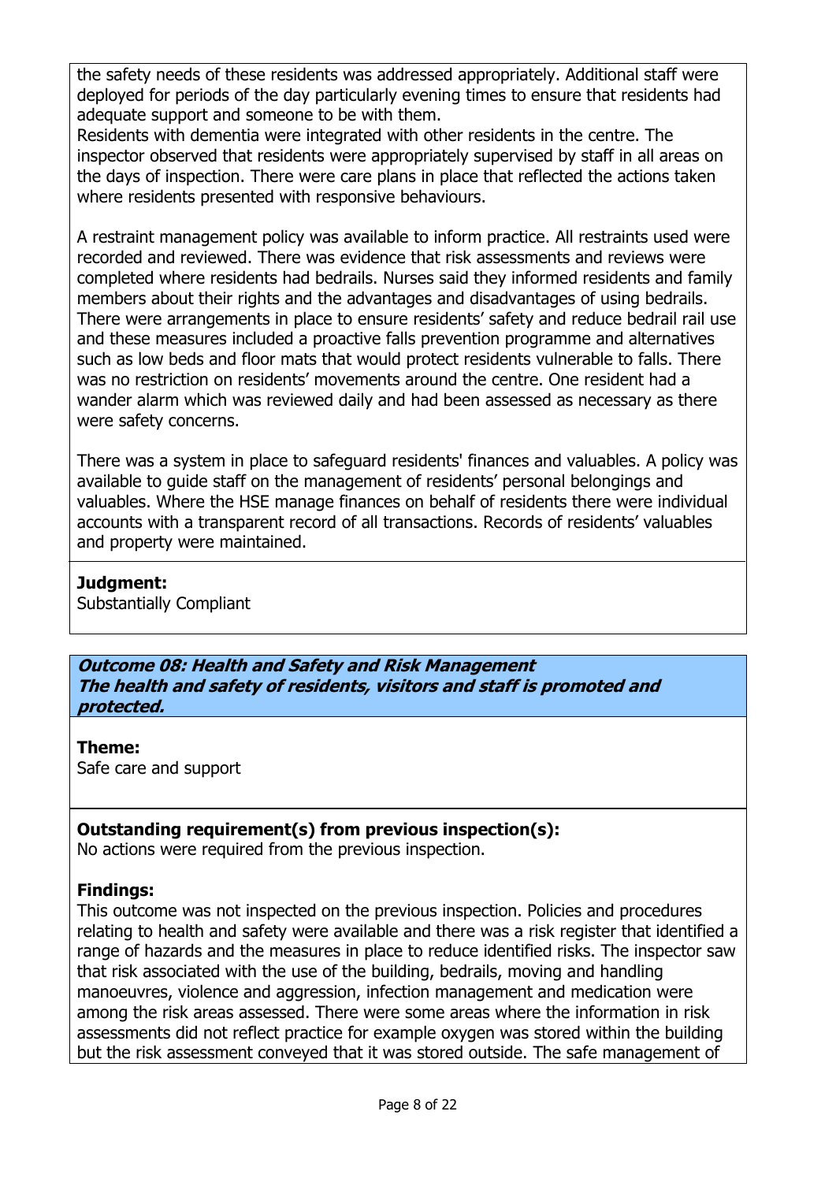the safety needs of these residents was addressed appropriately. Additional staff were deployed for periods of the day particularly evening times to ensure that residents had adequate support and someone to be with them.
Residents with dementia were integrated with other residents in the centre. The inspector observed that residents were appropriately supervised by staff in all areas on the days of inspection. There were care plans in place that reflected the actions taken where residents presented with responsive behaviours.

A restraint management policy was available to inform practice. All restraints used were recorded and reviewed. There was evidence that risk assessments and reviews were completed where residents had bedrails. Nurses said they informed residents and family members about their rights and the advantages and disadvantages of using bedrails. There were arrangements in place to ensure residents' safety and reduce bedrail rail use and these measures included a proactive falls prevention programme and alternatives such as low beds and floor mats that would protect residents vulnerable to falls. There was no restriction on residents' movements around the centre. One resident had a wander alarm which was reviewed daily and had been assessed as necessary as there were safety concerns.

There was a system in place to safeguard residents' finances and valuables. A policy was available to guide staff on the management of residents' personal belongings and valuables. Where the HSE manage finances on behalf of residents there were individual accounts with a transparent record of all transactions. Records of residents' valuables and property were maintained.

**Judgment:**
Substantially Compliant

***Outcome 08: Health and Safety and Risk Management***
***The health and safety of residents, visitors and staff is promoted and protected.***

**Theme:**
Safe care and support

**Outstanding requirement(s) from previous inspection(s):**
No actions were required from the previous inspection.

**Findings:**
This outcome was not inspected on the previous inspection. Policies and procedures relating to health and safety were available and there was a risk register that identified a range of hazards and the measures in place to reduce identified risks. The inspector saw that risk associated with the use of the building, bedrails, moving and handling manoeuvres, violence and aggression, infection management and medication were among the risk areas assessed. There were some areas where the information in risk assessments did not reflect practice for example oxygen was stored within the building but the risk assessment conveyed that it was stored outside. The safe management of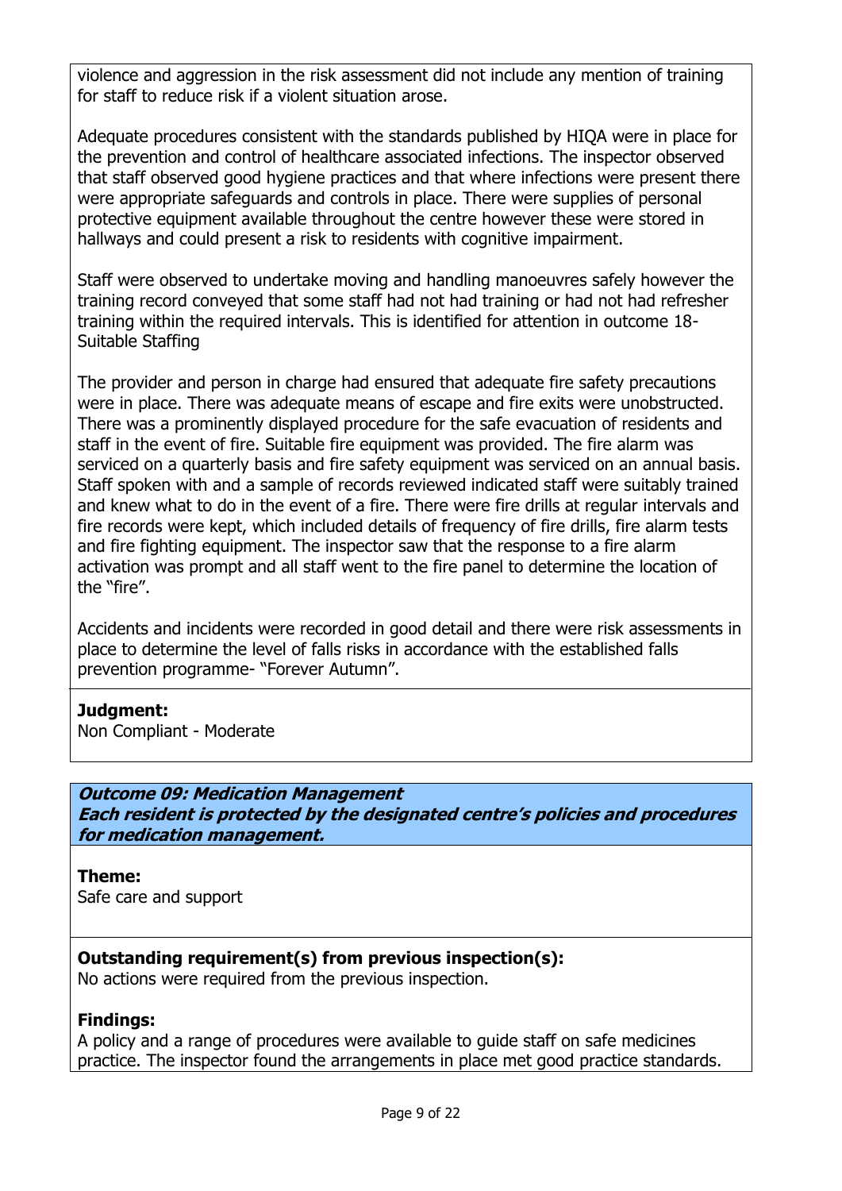violence and aggression in the risk assessment did not include any mention of training for staff to reduce risk if a violent situation arose.

Adequate procedures consistent with the standards published by HIQA were in place for the prevention and control of healthcare associated infections. The inspector observed that staff observed good hygiene practices and that where infections were present there were appropriate safeguards and controls in place. There were supplies of personal protective equipment available throughout the centre however these were stored in hallways and could present a risk to residents with cognitive impairment.

Staff were observed to undertake moving and handling manoeuvres safely however the training record conveyed that some staff had not had training or had not had refresher training within the required intervals. This is identified for attention in outcome 18- Suitable Staffing

The provider and person in charge had ensured that adequate fire safety precautions were in place. There was adequate means of escape and fire exits were unobstructed. There was a prominently displayed procedure for the safe evacuation of residents and staff in the event of fire. Suitable fire equipment was provided. The fire alarm was serviced on a quarterly basis and fire safety equipment was serviced on an annual basis. Staff spoken with and a sample of records reviewed indicated staff were suitably trained and knew what to do in the event of a fire. There were fire drills at regular intervals and fire records were kept, which included details of frequency of fire drills, fire alarm tests and fire fighting equipment. The inspector saw that the response to a fire alarm activation was prompt and all staff went to the fire panel to determine the location of the "fire".

Accidents and incidents were recorded in good detail and there were risk assessments in place to determine the level of falls risks in accordance with the established falls prevention programme- "Forever Autumn".

**Judgment:**
Non Compliant - Moderate

***Outcome 09: Medication Management***
***Each resident is protected by the designated centre's policies and procedures for medication management.***

**Theme:**
Safe care and support

**Outstanding requirement(s) from previous inspection(s):**
No actions were required from the previous inspection.

**Findings:**
A policy and a range of procedures were available to guide staff on safe medicines practice. The inspector found the arrangements in place met good practice standards.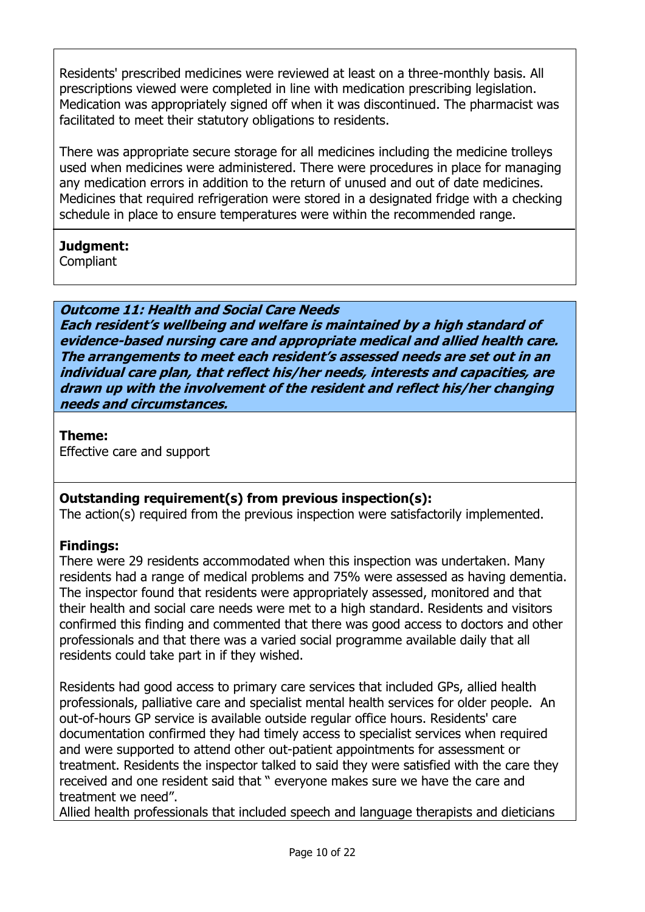Residents' prescribed medicines were reviewed at least on a three-monthly basis. All prescriptions viewed were completed in line with medication prescribing legislation. Medication was appropriately signed off when it was discontinued. The pharmacist was facilitated to meet their statutory obligations to residents.

There was appropriate secure storage for all medicines including the medicine trolleys used when medicines were administered. There were procedures in place for managing any medication errors in addition to the return of unused and out of date medicines. Medicines that required refrigeration were stored in a designated fridge with a checking schedule in place to ensure temperatures were within the recommended range.

**Judgment:**
Compliant

***Outcome 11: Health and Social Care Needs***
***Each resident's wellbeing and welfare is maintained by a high standard of evidence-based nursing care and appropriate medical and allied health care. The arrangements to meet each resident's assessed needs are set out in an individual care plan, that reflect his/her needs, interests and capacities, are drawn up with the involvement of the resident and reflect his/her changing needs and circumstances.***

**Theme:**
Effective care and support

**Outstanding requirement(s) from previous inspection(s):**
The action(s) required from the previous inspection were satisfactorily implemented.

**Findings:**
There were 29 residents accommodated when this inspection was undertaken. Many residents had a range of medical problems and 75% were assessed as having dementia. The inspector found that residents were appropriately assessed, monitored and that their health and social care needs were met to a high standard. Residents and visitors confirmed this finding and commented that there was good access to doctors and other professionals and that there was a varied social programme available daily that all residents could take part in if they wished.

Residents had good access to primary care services that included GPs, allied health professionals, palliative care and specialist mental health services for older people. An out-of-hours GP service is available outside regular office hours. Residents' care documentation confirmed they had timely access to specialist services when required and were supported to attend other out-patient appointments for assessment or treatment. Residents the inspector talked to said they were satisfied with the care they received and one resident said that " everyone makes sure we have the care and treatment we need".
Allied health professionals that included speech and language therapists and dieticians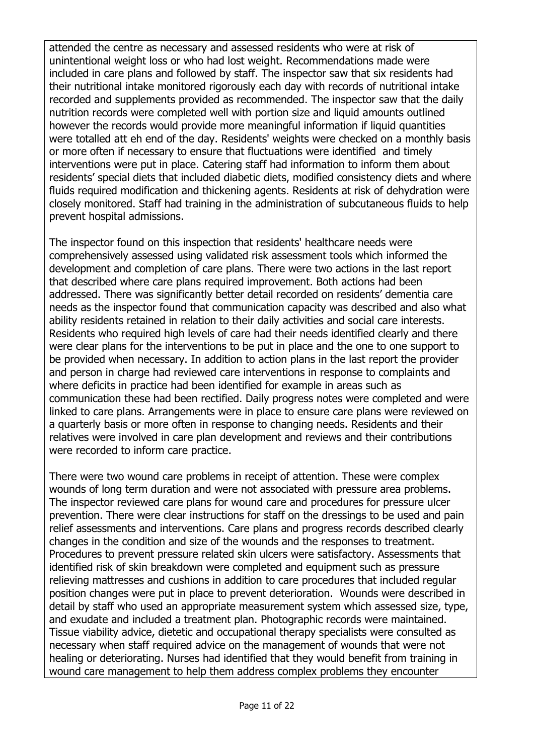attended the centre as necessary and assessed residents who were at risk of unintentional weight loss or who had lost weight. Recommendations made were included in care plans and followed by staff. The inspector saw that six residents had their nutritional intake monitored rigorously each day with records of nutritional intake recorded and supplements provided as recommended. The inspector saw that the daily nutrition records were completed well with portion size and liquid amounts outlined however the records would provide more meaningful information if liquid quantities were totalled att eh end of the day. Residents' weights were checked on a monthly basis or more often if necessary to ensure that fluctuations were identified and timely interventions were put in place. Catering staff had information to inform them about residents' special diets that included diabetic diets, modified consistency diets and where fluids required modification and thickening agents. Residents at risk of dehydration were closely monitored. Staff had training in the administration of subcutaneous fluids to help prevent hospital admissions.

The inspector found on this inspection that residents' healthcare needs were comprehensively assessed using validated risk assessment tools which informed the development and completion of care plans. There were two actions in the last report that described where care plans required improvement. Both actions had been addressed. There was significantly better detail recorded on residents' dementia care needs as the inspector found that communication capacity was described and also what ability residents retained in relation to their daily activities and social care interests. Residents who required high levels of care had their needs identified clearly and there were clear plans for the interventions to be put in place and the one to one support to be provided when necessary. In addition to action plans in the last report the provider and person in charge had reviewed care interventions in response to complaints and where deficits in practice had been identified for example in areas such as communication these had been rectified. Daily progress notes were completed and were linked to care plans. Arrangements were in place to ensure care plans were reviewed on a quarterly basis or more often in response to changing needs. Residents and their relatives were involved in care plan development and reviews and their contributions were recorded to inform care practice.

There were two wound care problems in receipt of attention. These were complex wounds of long term duration and were not associated with pressure area problems. The inspector reviewed care plans for wound care and procedures for pressure ulcer prevention. There were clear instructions for staff on the dressings to be used and pain relief assessments and interventions. Care plans and progress records described clearly changes in the condition and size of the wounds and the responses to treatment. Procedures to prevent pressure related skin ulcers were satisfactory. Assessments that identified risk of skin breakdown were completed and equipment such as pressure relieving mattresses and cushions in addition to care procedures that included regular position changes were put in place to prevent deterioration. Wounds were described in detail by staff who used an appropriate measurement system which assessed size, type, and exudate and included a treatment plan. Photographic records were maintained. Tissue viability advice, dietetic and occupational therapy specialists were consulted as necessary when staff required advice on the management of wounds that were not healing or deteriorating. Nurses had identified that they would benefit from training in wound care management to help them address complex problems they encounter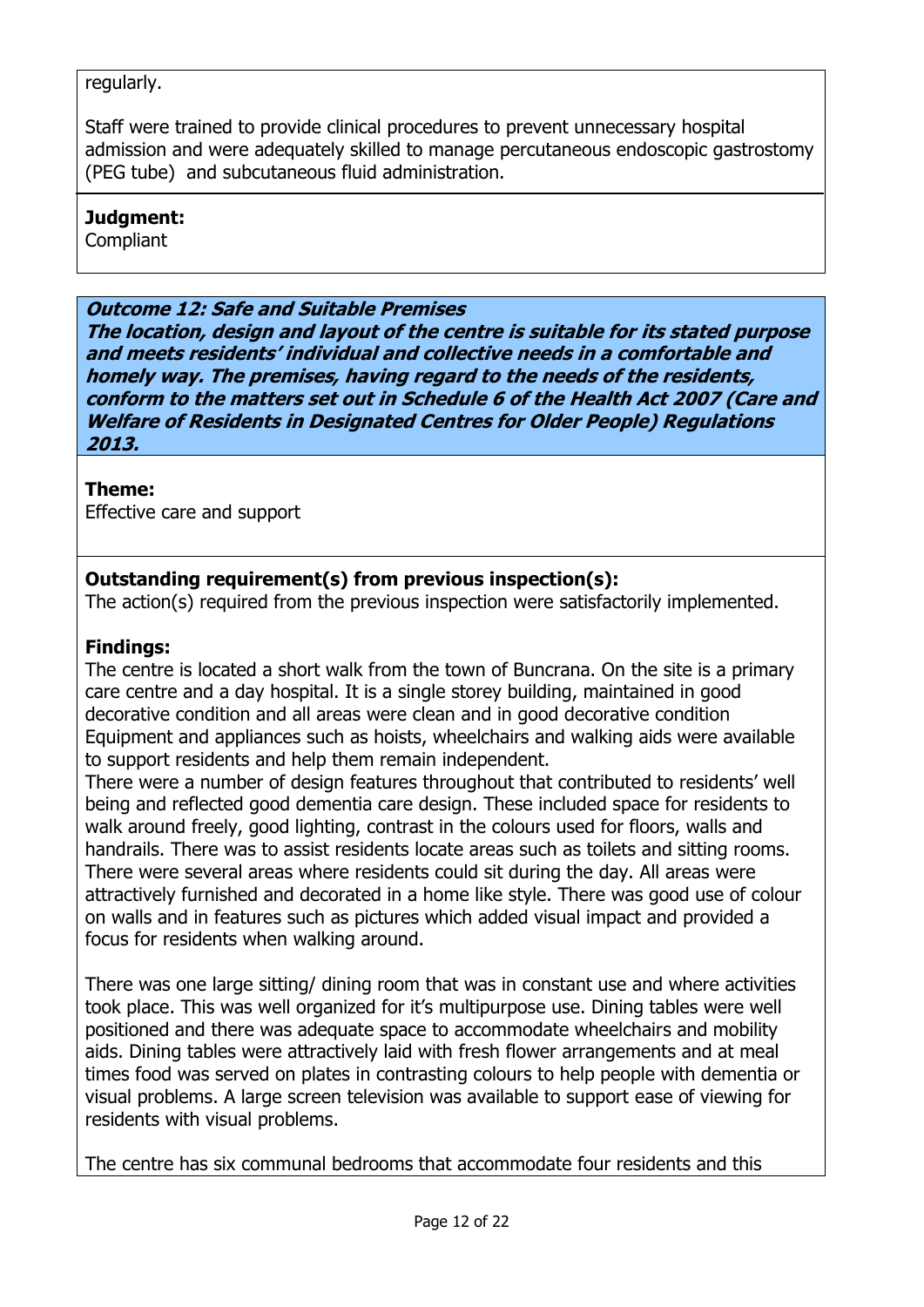regularly.

Staff were trained to provide clinical procedures to prevent unnecessary hospital admission and were adequately skilled to manage percutaneous endoscopic gastrostomy (PEG tube) and subcutaneous fluid administration.

**Judgment:**
Compliant

***Outcome 12: Safe and Suitable Premises***
***The location, design and layout of the centre is suitable for its stated purpose and meets residents' individual and collective needs in a comfortable and homely way. The premises, having regard to the needs of the residents, conform to the matters set out in Schedule 6 of the Health Act 2007 (Care and Welfare of Residents in Designated Centres for Older People) Regulations 2013.***

**Theme:**
Effective care and support

**Outstanding requirement(s) from previous inspection(s):**
The action(s) required from the previous inspection were satisfactorily implemented.

**Findings:**
The centre is located a short walk from the town of Buncrana. On the site is a primary care centre and a day hospital. It is a single storey building, maintained in good decorative condition and all areas were clean and in good decorative condition Equipment and appliances such as hoists, wheelchairs and walking aids were available to support residents and help them remain independent.
There were a number of design features throughout that contributed to residents' well being and reflected good dementia care design. These included space for residents to walk around freely, good lighting, contrast in the colours used for floors, walls and handrails. There was to assist residents locate areas such as toilets and sitting rooms. There were several areas where residents could sit during the day. All areas were attractively furnished and decorated in a home like style. There was good use of colour on walls and in features such as pictures which added visual impact and provided a focus for residents when walking around.

There was one large sitting/ dining room that was in constant use and where activities took place. This was well organized for it's multipurpose use. Dining tables were well positioned and there was adequate space to accommodate wheelchairs and mobility aids. Dining tables were attractively laid with fresh flower arrangements and at meal times food was served on plates in contrasting colours to help people with dementia or visual problems. A large screen television was available to support ease of viewing for residents with visual problems.

The centre has six communal bedrooms that accommodate four residents and this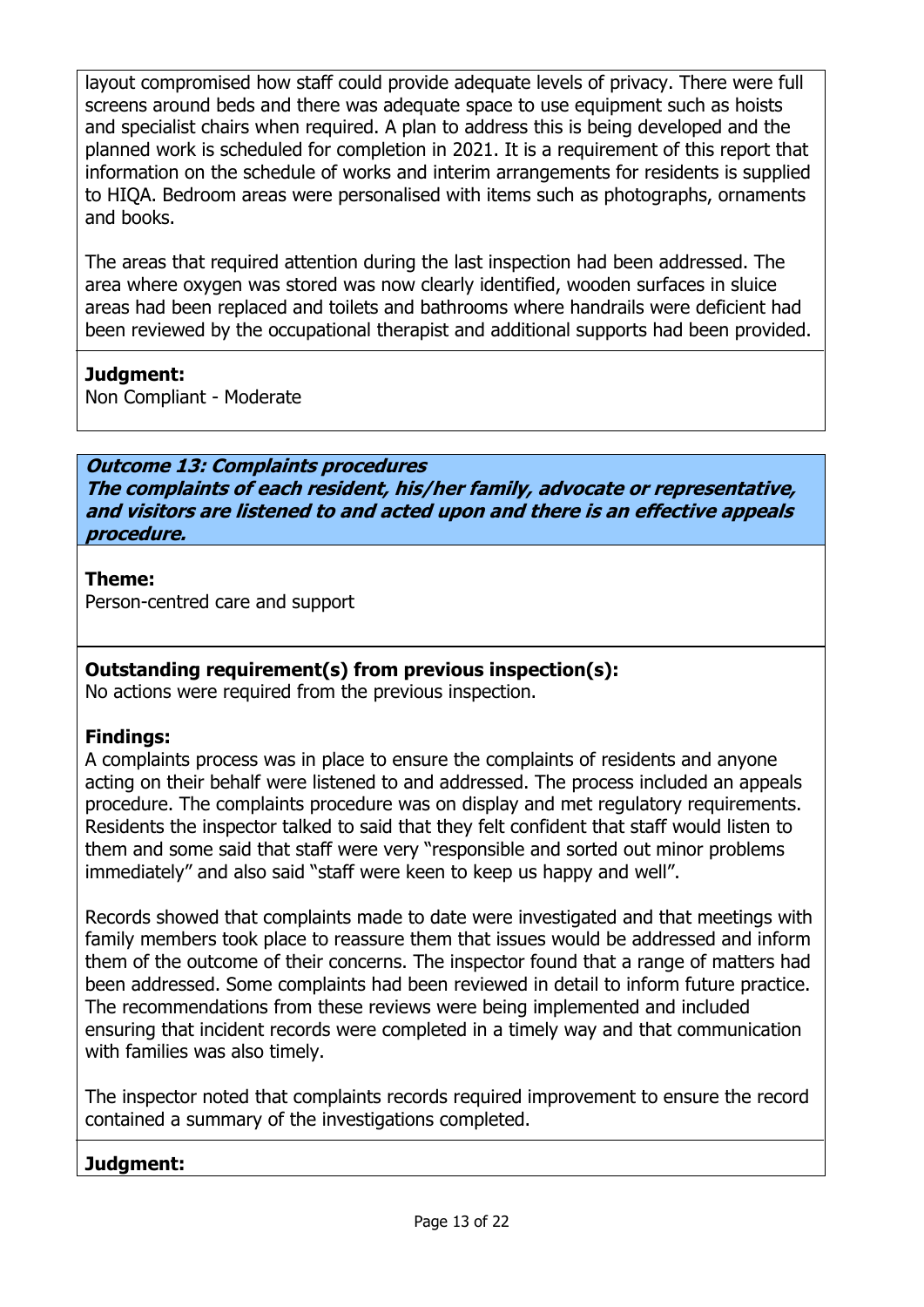layout compromised how staff could provide adequate levels of privacy. There were full screens around beds and there was adequate space to use equipment such as hoists and specialist chairs when required. A plan to address this is being developed and the planned work is scheduled for completion in 2021. It is a requirement of this report that information on the schedule of works and interim arrangements for residents is supplied to HIQA. Bedroom areas were personalised with items such as photographs, ornaments and books.

The areas that required attention during the last inspection had been addressed. The area where oxygen was stored was now clearly identified, wooden surfaces in sluice areas had been replaced and toilets and bathrooms where handrails were deficient had been reviewed by the occupational therapist and additional supports had been provided.

**Judgment:**
Non Compliant - Moderate

***Outcome 13: Complaints procedures***
***The complaints of each resident, his/her family, advocate or representative, and visitors are listened to and acted upon and there is an effective appeals procedure.***

**Theme:**
Person-centred care and support

**Outstanding requirement(s) from previous inspection(s):**
No actions were required from the previous inspection.

**Findings:**
A complaints process was in place to ensure the complaints of residents and anyone acting on their behalf were listened to and addressed. The process included an appeals procedure. The complaints procedure was on display and met regulatory requirements. Residents the inspector talked to said that they felt confident that staff would listen to them and some said that staff were very "responsible and sorted out minor problems immediately" and also said "staff were keen to keep us happy and well".

Records showed that complaints made to date were investigated and that meetings with family members took place to reassure them that issues would be addressed and inform them of the outcome of their concerns. The inspector found that a range of matters had been addressed. Some complaints had been reviewed in detail to inform future practice. The recommendations from these reviews were being implemented and included ensuring that incident records were completed in a timely way and that communication with families was also timely.

The inspector noted that complaints records required improvement to ensure the record contained a summary of the investigations completed.

**Judgment:**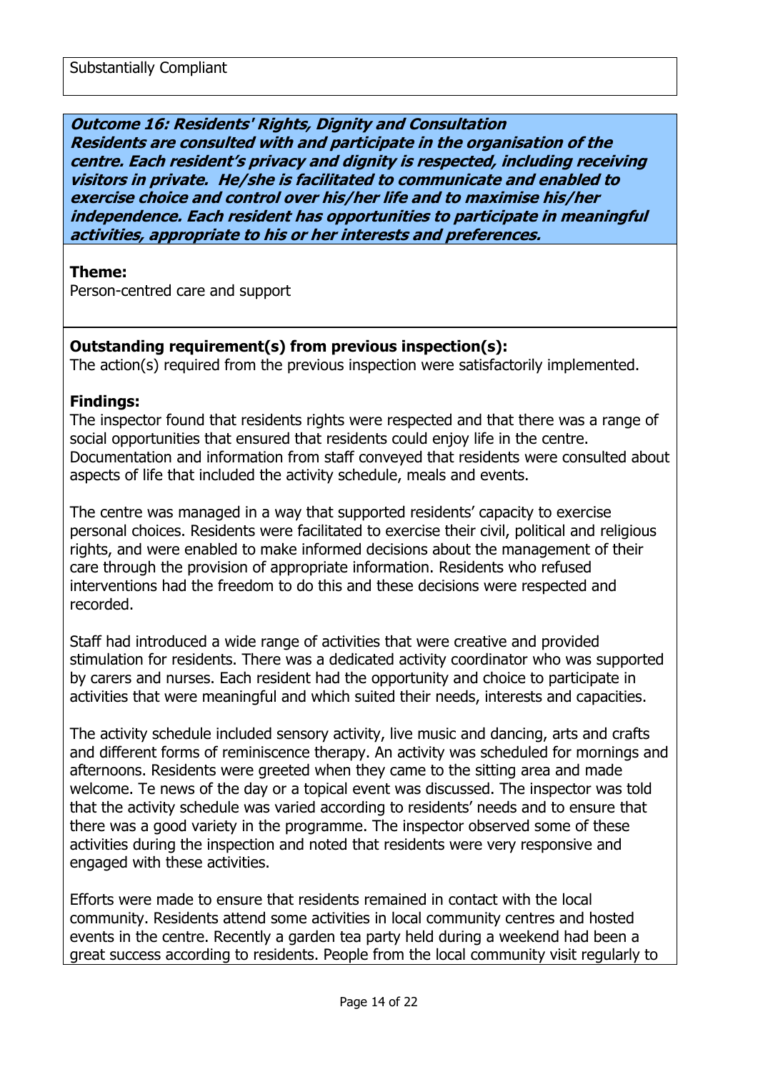Substantially Compliant

**Outcome 16: Residents' Rights, Dignity and Consultation**
***Residents are consulted with and participate in the organisation of the centre. Each resident's privacy and dignity is respected, including receiving visitors in private. He/she is facilitated to communicate and enabled to exercise choice and control over his/her life and to maximise his/her independence. Each resident has opportunities to participate in meaningful activities, appropriate to his or her interests and preferences.***

**Theme:**
Person-centred care and support

**Outstanding requirement(s) from previous inspection(s):**
The action(s) required from the previous inspection were satisfactorily implemented.

**Findings:**
The inspector found that residents rights were respected and that there was a range of social opportunities that ensured that residents could enjoy life in the centre. Documentation and information from staff conveyed that residents were consulted about aspects of life that included the activity schedule, meals and events.

The centre was managed in a way that supported residents' capacity to exercise personal choices. Residents were facilitated to exercise their civil, political and religious rights, and were enabled to make informed decisions about the management of their care through the provision of appropriate information. Residents who refused interventions had the freedom to do this and these decisions were respected and recorded.

Staff had introduced a wide range of activities that were creative and provided stimulation for residents. There was a dedicated activity coordinator who was supported by carers and nurses. Each resident had the opportunity and choice to participate in activities that were meaningful and which suited their needs, interests and capacities.

The activity schedule included sensory activity, live music and dancing, arts and crafts and different forms of reminiscence therapy. An activity was scheduled for mornings and afternoons. Residents were greeted when they came to the sitting area and made welcome. Te news of the day or a topical event was discussed. The inspector was told that the activity schedule was varied according to residents' needs and to ensure that there was a good variety in the programme. The inspector observed some of these activities during the inspection and noted that residents were very responsive and engaged with these activities.

Efforts were made to ensure that residents remained in contact with the local community. Residents attend some activities in local community centres and hosted events in the centre. Recently a garden tea party held during a weekend had been a great success according to residents. People from the local community visit regularly to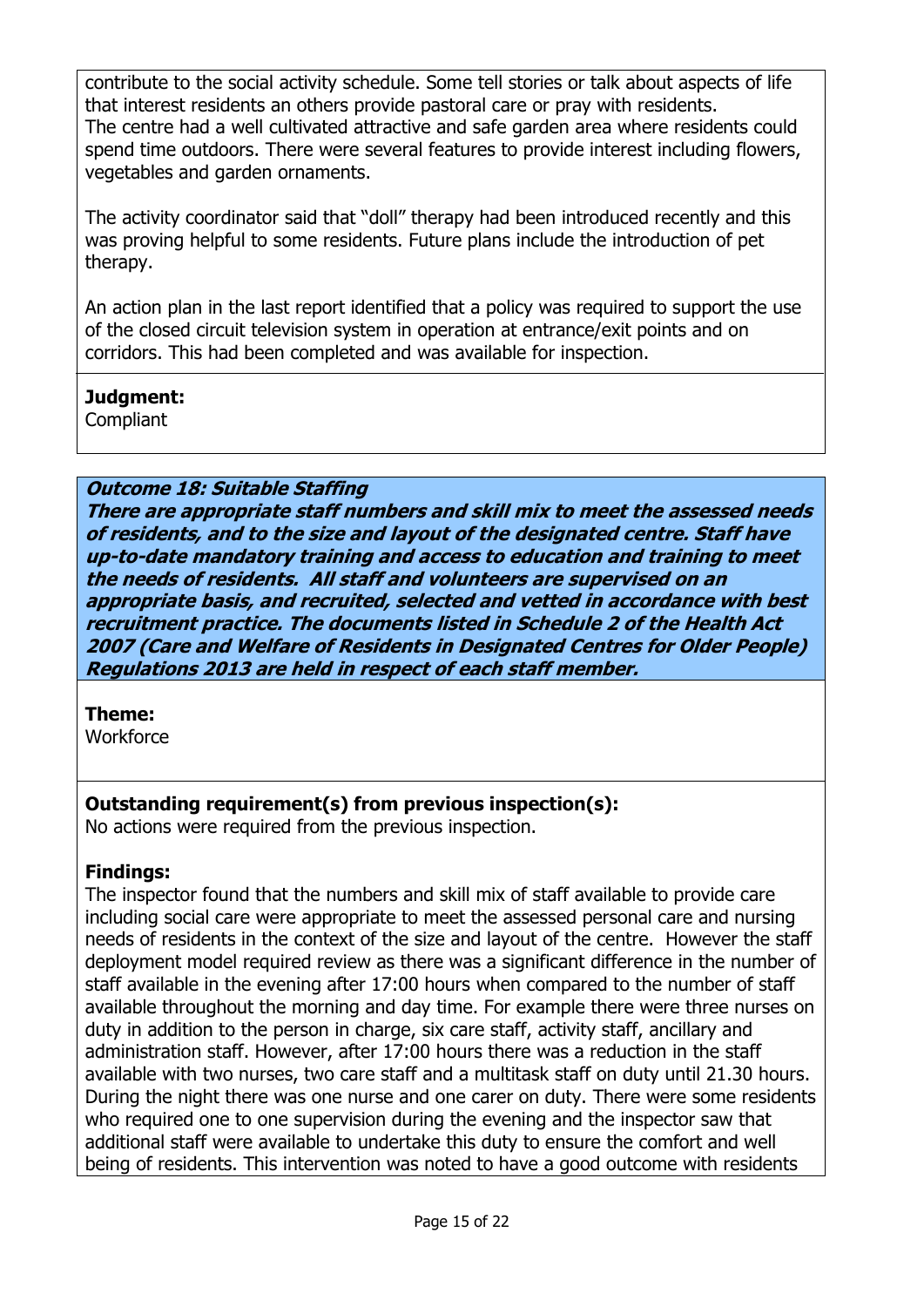contribute to the social activity schedule. Some tell stories or talk about aspects of life that interest residents an others provide pastoral care or pray with residents.
The centre had a well cultivated attractive and safe garden area where residents could spend time outdoors. There were several features to provide interest including flowers, vegetables and garden ornaments.

The activity coordinator said that "doll" therapy had been introduced recently and this was proving helpful to some residents. Future plans include the introduction of pet therapy.

An action plan in the last report identified that a policy was required to support the use of the closed circuit television system in operation at entrance/exit points and on corridors. This had been completed and was available for inspection.

**Judgment:**
Compliant

***Outcome 18: Suitable Staffing***
***There are appropriate staff numbers and skill mix to meet the assessed needs of residents, and to the size and layout of the designated centre. Staff have up-to-date mandatory training and access to education and training to meet the needs of residents. All staff and volunteers are supervised on an appropriate basis, and recruited, selected and vetted in accordance with best recruitment practice. The documents listed in Schedule 2 of the Health Act 2007 (Care and Welfare of Residents in Designated Centres for Older People) Regulations 2013 are held in respect of each staff member.***

**Theme:**
Workforce

**Outstanding requirement(s) from previous inspection(s):**
No actions were required from the previous inspection.

**Findings:**
The inspector found that the numbers and skill mix of staff available to provide care including social care were appropriate to meet the assessed personal care and nursing needs of residents in the context of the size and layout of the centre. However the staff deployment model required review as there was a significant difference in the number of staff available in the evening after 17:00 hours when compared to the number of staff available throughout the morning and day time. For example there were three nurses on duty in addition to the person in charge, six care staff, activity staff, ancillary and administration staff. However, after 17:00 hours there was a reduction in the staff available with two nurses, two care staff and a multitask staff on duty until 21.30 hours. During the night there was one nurse and one carer on duty. There were some residents who required one to one supervision during the evening and the inspector saw that additional staff were available to undertake this duty to ensure the comfort and well being of residents. This intervention was noted to have a good outcome with residents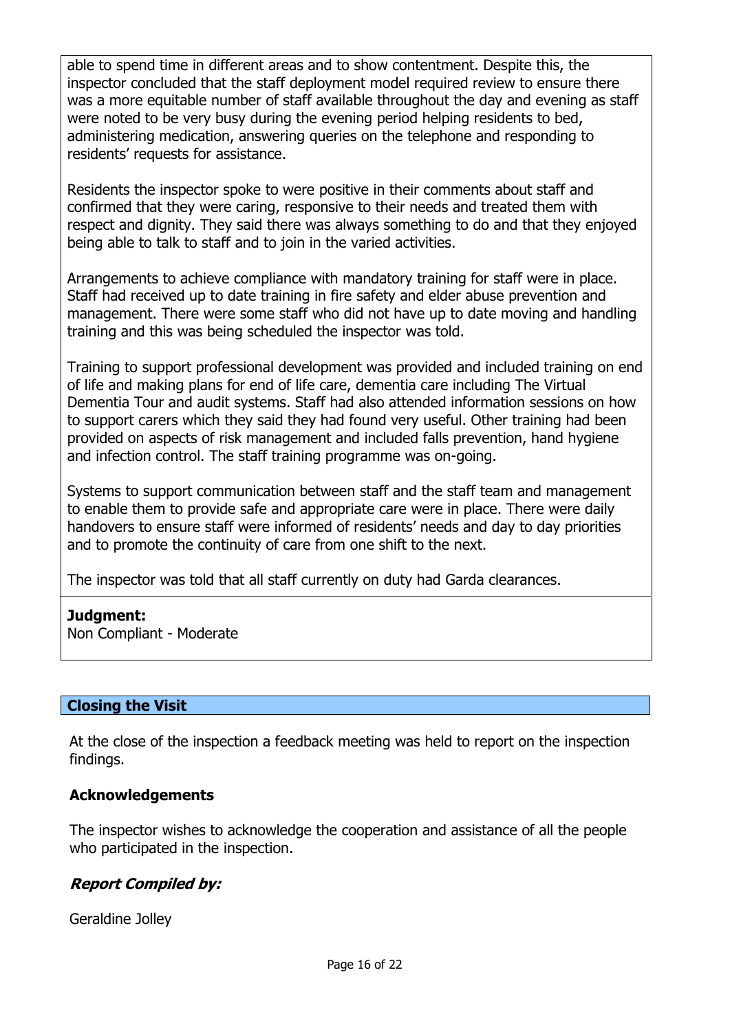able to spend time in different areas and to show contentment. Despite this, the inspector concluded that the staff deployment model required review to ensure there was a more equitable number of staff available throughout the day and evening as staff were noted to be very busy during the evening period helping residents to bed, administering medication, answering queries on the telephone and responding to residents' requests for assistance.

Residents the inspector spoke to were positive in their comments about staff and confirmed that they were caring, responsive to their needs and treated them with respect and dignity. They said there was always something to do and that they enjoyed being able to talk to staff and to join in the varied activities.

Arrangements to achieve compliance with mandatory training for staff were in place. Staff had received up to date training in fire safety and elder abuse prevention and management. There were some staff who did not have up to date moving and handling training and this was being scheduled the inspector was told.

Training to support professional development was provided and included training on end of life and making plans for end of life care, dementia care including The Virtual Dementia Tour and audit systems. Staff had also attended information sessions on how to support carers which they said they had found very useful. Other training had been provided on aspects of risk management and included falls prevention, hand hygiene and infection control. The staff training programme was on-going.

Systems to support communication between staff and the staff team and management to enable them to provide safe and appropriate care were in place. There were daily handovers to ensure staff were informed of residents' needs and day to day priorities and to promote the continuity of care from one shift to the next.

The inspector was told that all staff currently on duty had Garda clearances.

**Judgment:**
Non Compliant - Moderate

## Closing the Visit

At the close of the inspection a feedback meeting was held to report on the inspection findings.

### Acknowledgements

The inspector wishes to acknowledge the cooperation and assistance of all the people who participated in the inspection.

### *Report Compiled by:*

Geraldine Jolley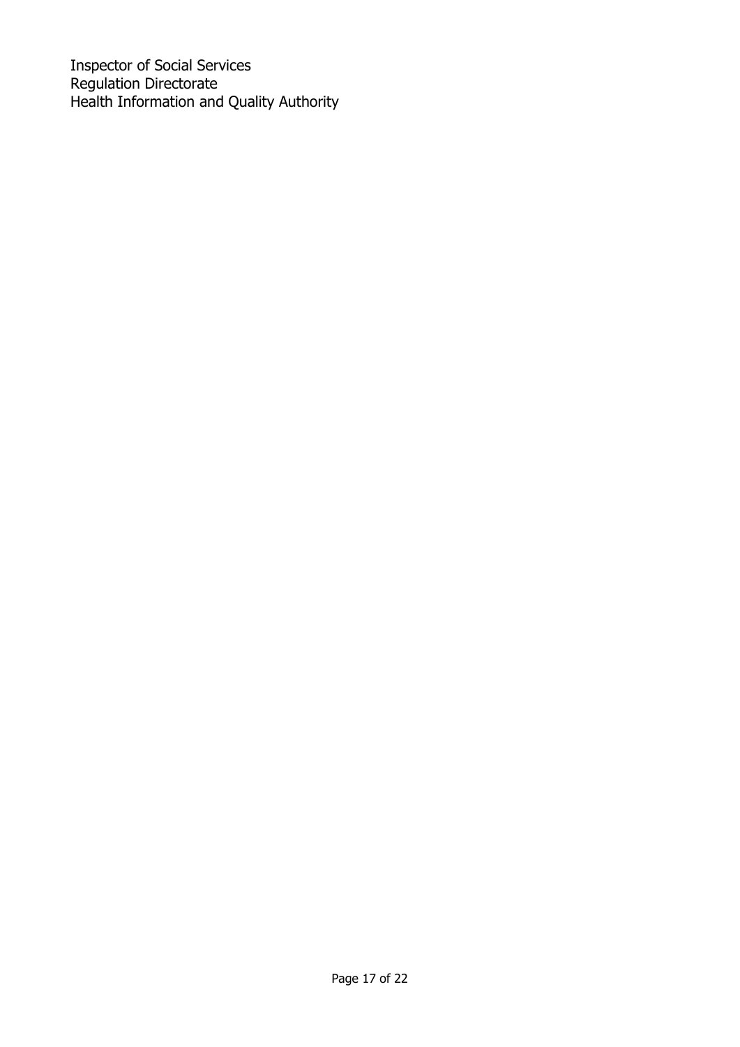Inspector of Social Services
Regulation Directorate
Health Information and Quality Authority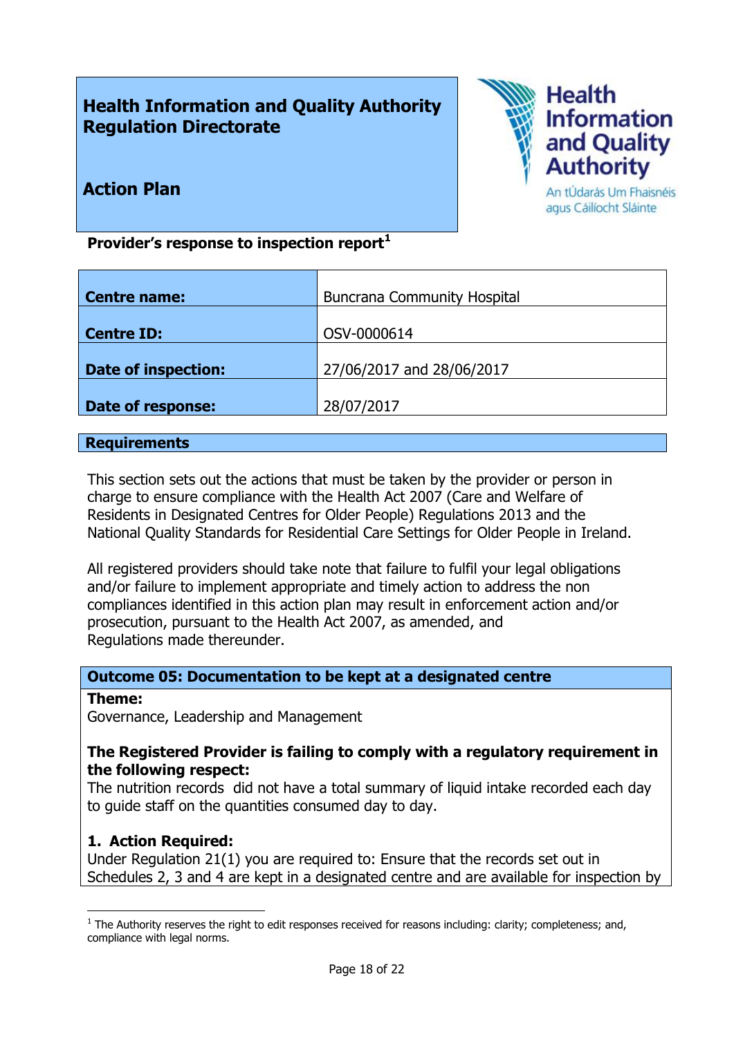**Health Information and Quality Authority Regulation Directorate**

**Action Plan**

Health Information and Quality Authority
An tÚdarás Um Fhaisnéis agus Cáilíocht Sláinte

**Provider's response to inspection report**[1]

| | |
|---|---|
| **Centre name:** | Buncrana Community Hospital |
| **Centre ID:** | OSV-0000614 |
| **Date of inspection:** | 27/06/2017 and 28/06/2017 |
| **Date of response:** | 28/07/2017 |

## Requirements

This section sets out the actions that must be taken by the provider or person in charge to ensure compliance with the Health Act 2007 (Care and Welfare of Residents in Designated Centres for Older People) Regulations 2013 and the National Quality Standards for Residential Care Settings for Older People in Ireland.

All registered providers should take note that failure to fulfil your legal obligations and/or failure to implement appropriate and timely action to address the non compliances identified in this action plan may result in enforcement action and/or prosecution, pursuant to the Health Act 2007, as amended, and Regulations made thereunder.

### Outcome 05: Documentation to be kept at a designated centre

**Theme:**
Governance, Leadership and Management

**The Registered Provider is failing to comply with a regulatory requirement in the following respect:**
The nutrition records did not have a total summary of liquid intake recorded each day to guide staff on the quantities consumed day to day.

**1. Action Required:**
Under Regulation 21(1) you are required to: Ensure that the records set out in Schedules 2, 3 and 4 are kept in a designated centre and are available for inspection by

[1] The Authority reserves the right to edit responses received for reasons including: clarity; completeness; and, compliance with legal norms.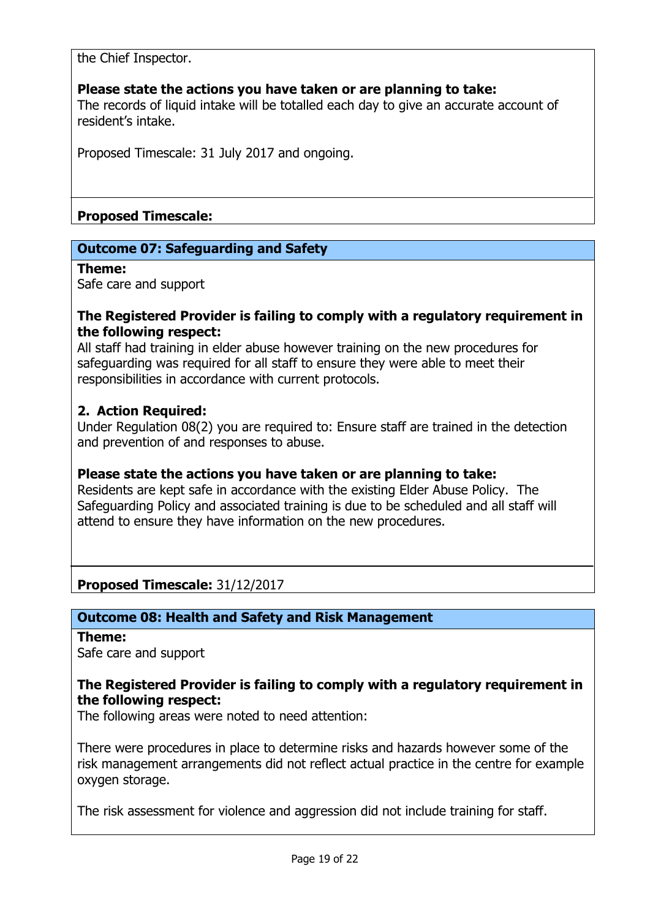the Chief Inspector.

**Please state the actions you have taken or are planning to take:**
The records of liquid intake will be totalled each day to give an accurate account of resident's intake.

Proposed Timescale: 31 July 2017 and ongoing.

**Proposed Timescale:**

## Outcome 07: Safeguarding and Safety

**Theme:**
Safe care and support

**The Registered Provider is failing to comply with a regulatory requirement in the following respect:**
All staff had training in elder abuse however training on the new procedures for safeguarding was required for all staff to ensure they were able to meet their responsibilities in accordance with current protocols.

**2. Action Required:**
Under Regulation 08(2) you are required to: Ensure staff are trained in the detection and prevention of and responses to abuse.

**Please state the actions you have taken or are planning to take:**
Residents are kept safe in accordance with the existing Elder Abuse Policy. The Safeguarding Policy and associated training is due to be scheduled and all staff will attend to ensure they have information on the new procedures.

**Proposed Timescale:** 31/12/2017

## Outcome 08: Health and Safety and Risk Management

**Theme:**
Safe care and support

**The Registered Provider is failing to comply with a regulatory requirement in the following respect:**
The following areas were noted to need attention:

There were procedures in place to determine risks and hazards however some of the risk management arrangements did not reflect actual practice in the centre for example oxygen storage.

The risk assessment for violence and aggression did not include training for staff.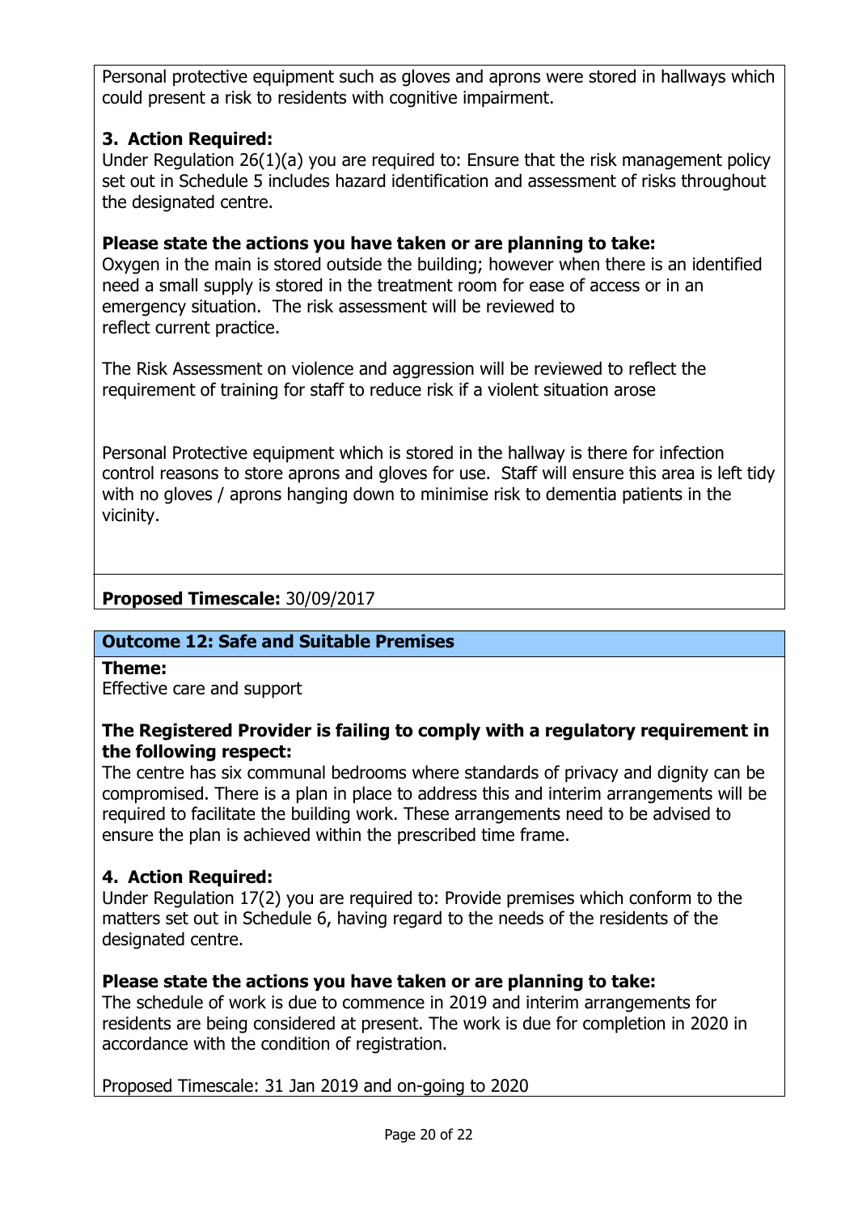Personal protective equipment such as gloves and aprons were stored in hallways which could present a risk to residents with cognitive impairment.

**3. Action Required:**
Under Regulation 26(1)(a) you are required to: Ensure that the risk management policy set out in Schedule 5 includes hazard identification and assessment of risks throughout the designated centre.

**Please state the actions you have taken or are planning to take:**
Oxygen in the main is stored outside the building; however when there is an identified need a small supply is stored in the treatment room for ease of access or in an emergency situation. The risk assessment will be reviewed to reflect current practice.

The Risk Assessment on violence and aggression will be reviewed to reflect the requirement of training for staff to reduce risk if a violent situation arose

Personal Protective equipment which is stored in the hallway is there for infection control reasons to store aprons and gloves for use. Staff will ensure this area is left tidy with no gloves / aprons hanging down to minimise risk to dementia patients in the vicinity.

**Proposed Timescale:** 30/09/2017

## Outcome 12: Safe and Suitable Premises

**Theme:**
Effective care and support

**The Registered Provider is failing to comply with a regulatory requirement in the following respect:**
The centre has six communal bedrooms where standards of privacy and dignity can be compromised. There is a plan in place to address this and interim arrangements will be required to facilitate the building work. These arrangements need to be advised to ensure the plan is achieved within the prescribed time frame.

**4. Action Required:**
Under Regulation 17(2) you are required to: Provide premises which conform to the matters set out in Schedule 6, having regard to the needs of the residents of the designated centre.

**Please state the actions you have taken or are planning to take:**
The schedule of work is due to commence in 2019 and interim arrangements for residents are being considered at present. The work is due for completion in 2020 in accordance with the condition of registration.

Proposed Timescale: 31 Jan 2019 and on-going to 2020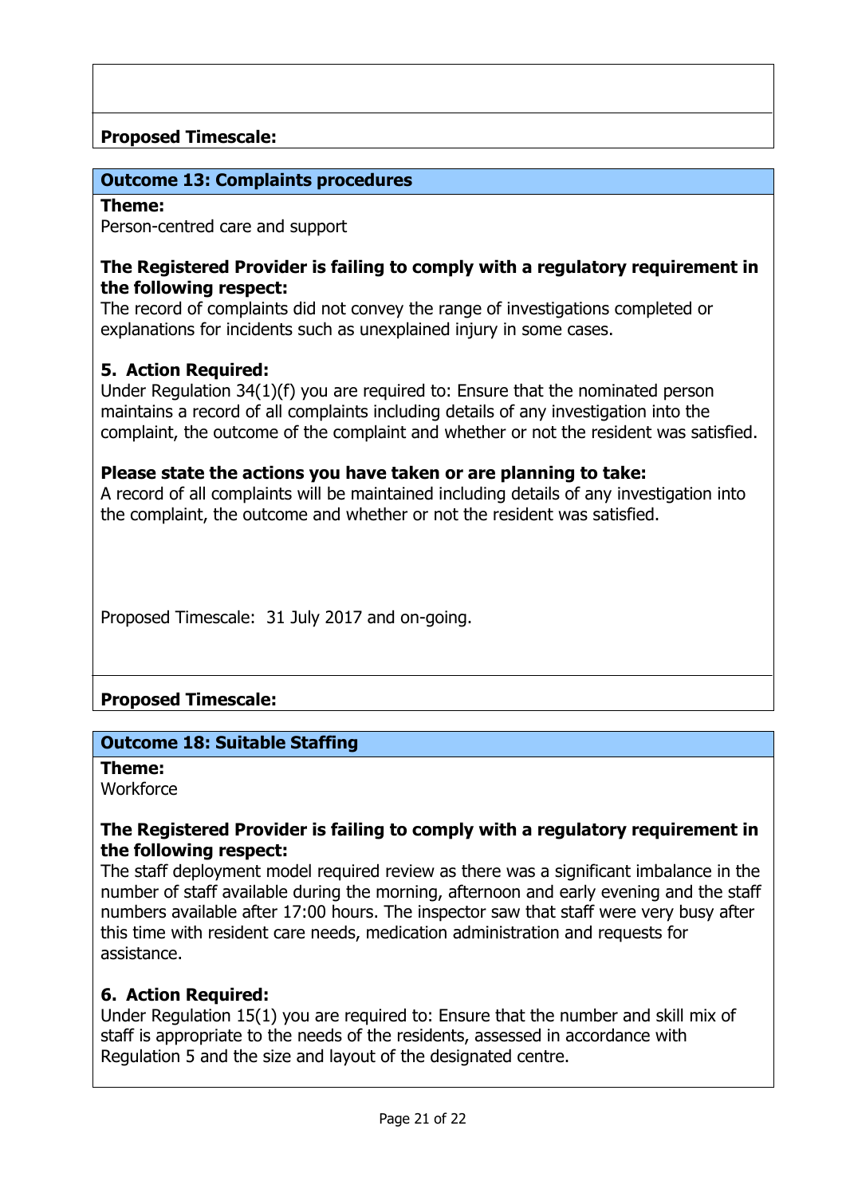**Proposed Timescale:**

### Outcome 13: Complaints procedures

**Theme:**
Person-centred care and support

**The Registered Provider is failing to comply with a regulatory requirement in the following respect:**
The record of complaints did not convey the range of investigations completed or explanations for incidents such as unexplained injury in some cases.

**5. Action Required:**
Under Regulation 34(1)(f) you are required to: Ensure that the nominated person maintains a record of all complaints including details of any investigation into the complaint, the outcome of the complaint and whether or not the resident was satisfied.

**Please state the actions you have taken or are planning to take:**
A record of all complaints will be maintained including details of any investigation into the complaint, the outcome and whether or not the resident was satisfied.

Proposed Timescale: 31 July 2017 and on-going.

**Proposed Timescale:**

### Outcome 18: Suitable Staffing

**Theme:**
Workforce

**The Registered Provider is failing to comply with a regulatory requirement in the following respect:**
The staff deployment model required review as there was a significant imbalance in the number of staff available during the morning, afternoon and early evening and the staff numbers available after 17:00 hours. The inspector saw that staff were very busy after this time with resident care needs, medication administration and requests for assistance.

**6. Action Required:**
Under Regulation 15(1) you are required to: Ensure that the number and skill mix of staff is appropriate to the needs of the residents, assessed in accordance with Regulation 5 and the size and layout of the designated centre.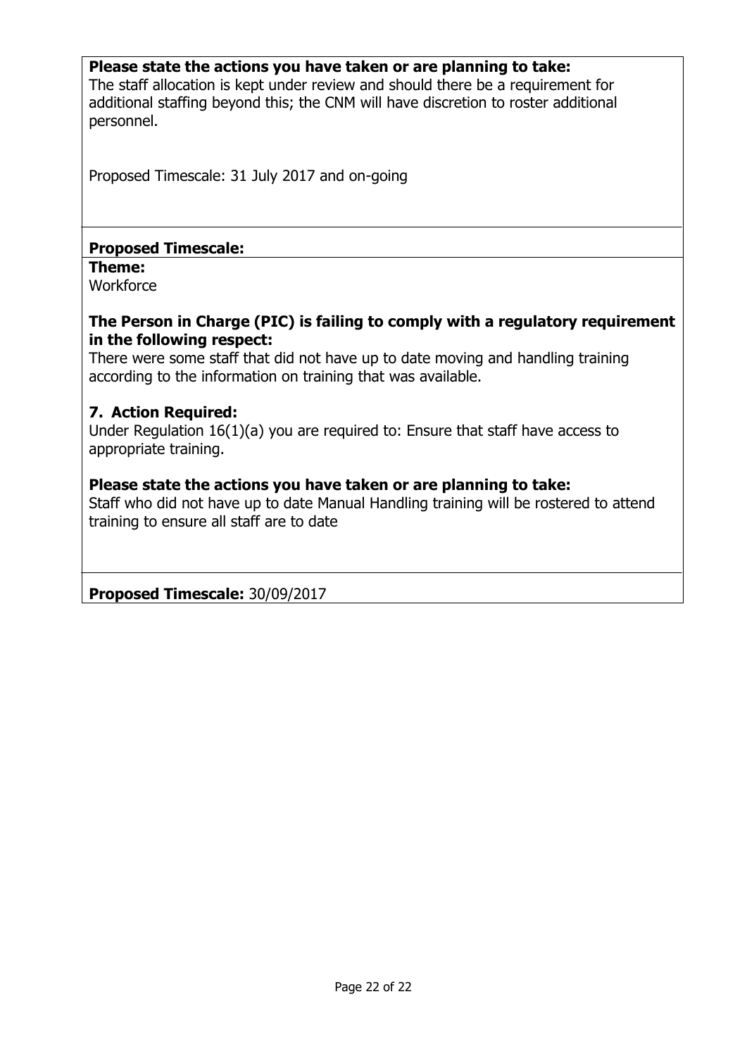**Please state the actions you have taken or are planning to take:**
The staff allocation is kept under review and should there be a requirement for additional staffing beyond this; the CNM will have discretion to roster additional personnel.

Proposed Timescale: 31 July 2017 and on-going

**Proposed Timescale:**

**Theme:**
Workforce

**The Person in Charge (PIC) is failing to comply with a regulatory requirement in the following respect:**
There were some staff that did not have up to date moving and handling training according to the information on training that was available.

**7. Action Required:**
Under Regulation 16(1)(a) you are required to: Ensure that staff have access to appropriate training.

**Please state the actions you have taken or are planning to take:**
Staff who did not have up to date Manual Handling training will be rostered to attend training to ensure all staff are to date

**Proposed Timescale:** 30/09/2017